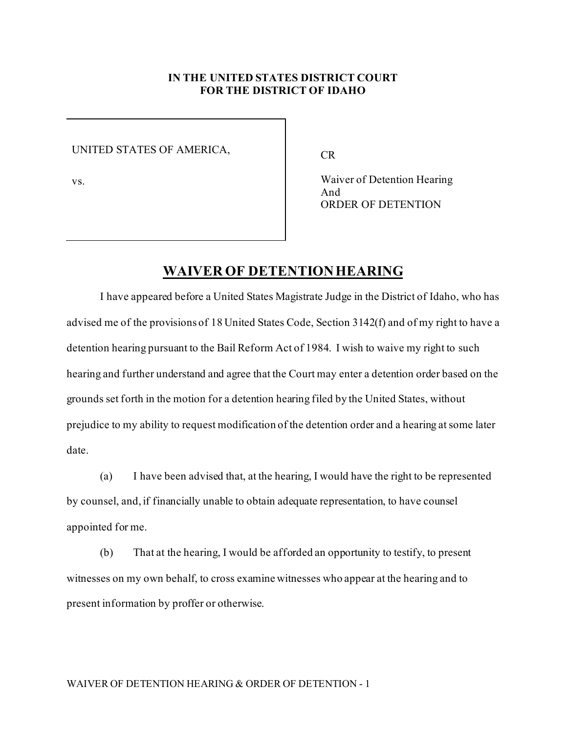**IN THE UNITED STATES DISTRICT COURT**
**FOR THE DISTRICT OF IDAHO**

| | |
|---|---|
| UNITED STATES OF AMERICA,<br><br>vs. | CR<br><br>Waiver of Detention Hearing<br>And<br>ORDER OF DETENTION |

## WAIVER OF DETENTION HEARING

I have appeared before a United States Magistrate Judge in the District of Idaho, who has advised me of the provisions of 18 United States Code, Section 3142(f) and of my right to have a detention hearing pursuant to the Bail Reform Act of 1984. I wish to waive my right to such hearing and further understand and agree that the Court may enter a detention order based on the grounds set forth in the motion for a detention hearing filed by the United States, without prejudice to my ability to request modification of the detention order and a hearing at some later date.

(a) I have been advised that, at the hearing, I would have the right to be represented by counsel, and, if financially unable to obtain adequate representation, to have counsel appointed for me.

(b) That at the hearing, I would be afforded an opportunity to testify, to present witnesses on my own behalf, to cross examine witnesses who appear at the hearing and to present information by proffer or otherwise.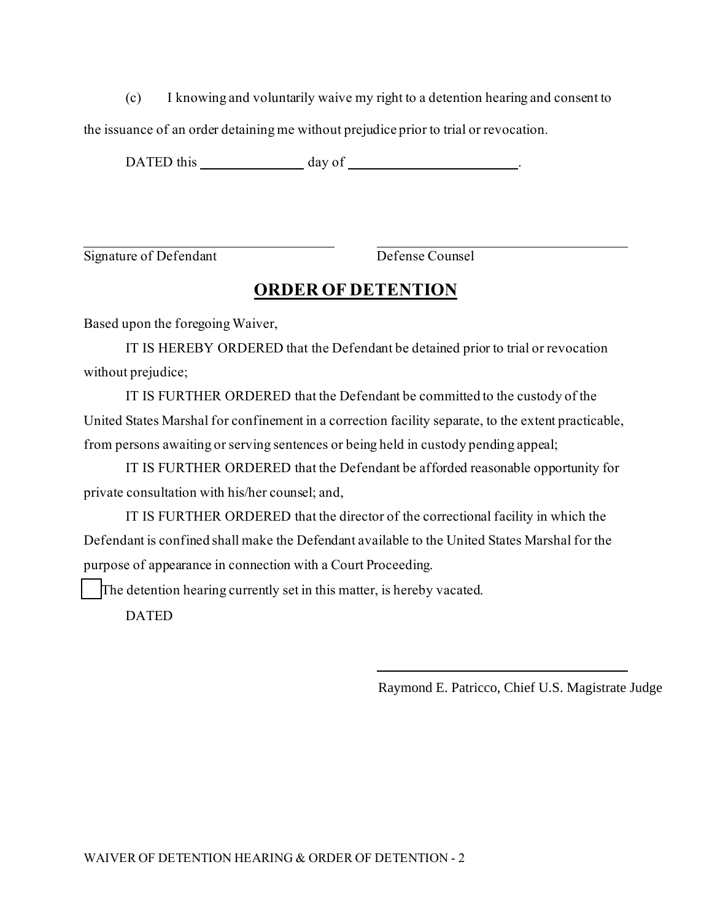(c) I knowing and voluntarily waive my right to a detention hearing and consent to the issuance of an order detaining me without prejudice prior to trial or revocation.

DATED this _______________ day of _________________________.

_________________________________ _________________________________

Signature of Defendant Defense Counsel

## ORDER OF DETENTION

Based upon the foregoing Waiver,

IT IS HEREBY ORDERED that the Defendant be detained prior to trial or revocation without prejudice;

IT IS FURTHER ORDERED that the Defendant be committed to the custody of the United States Marshal for confinement in a correction facility separate, to the extent practicable, from persons awaiting or serving sentences or being held in custody pending appeal;

IT IS FURTHER ORDERED that the Defendant be afforded reasonable opportunity for private consultation with his/her counsel; and,

IT IS FURTHER ORDERED that the director of the correctional facility in which the Defendant is confined shall make the Defendant available to the United States Marshal for the purpose of appearance in connection with a Court Proceeding.

☐ The detention hearing currently set in this matter, is hereby vacated.

DATED

_________________________________

Raymond E. Patricco, Chief U.S. Magistrate Judge